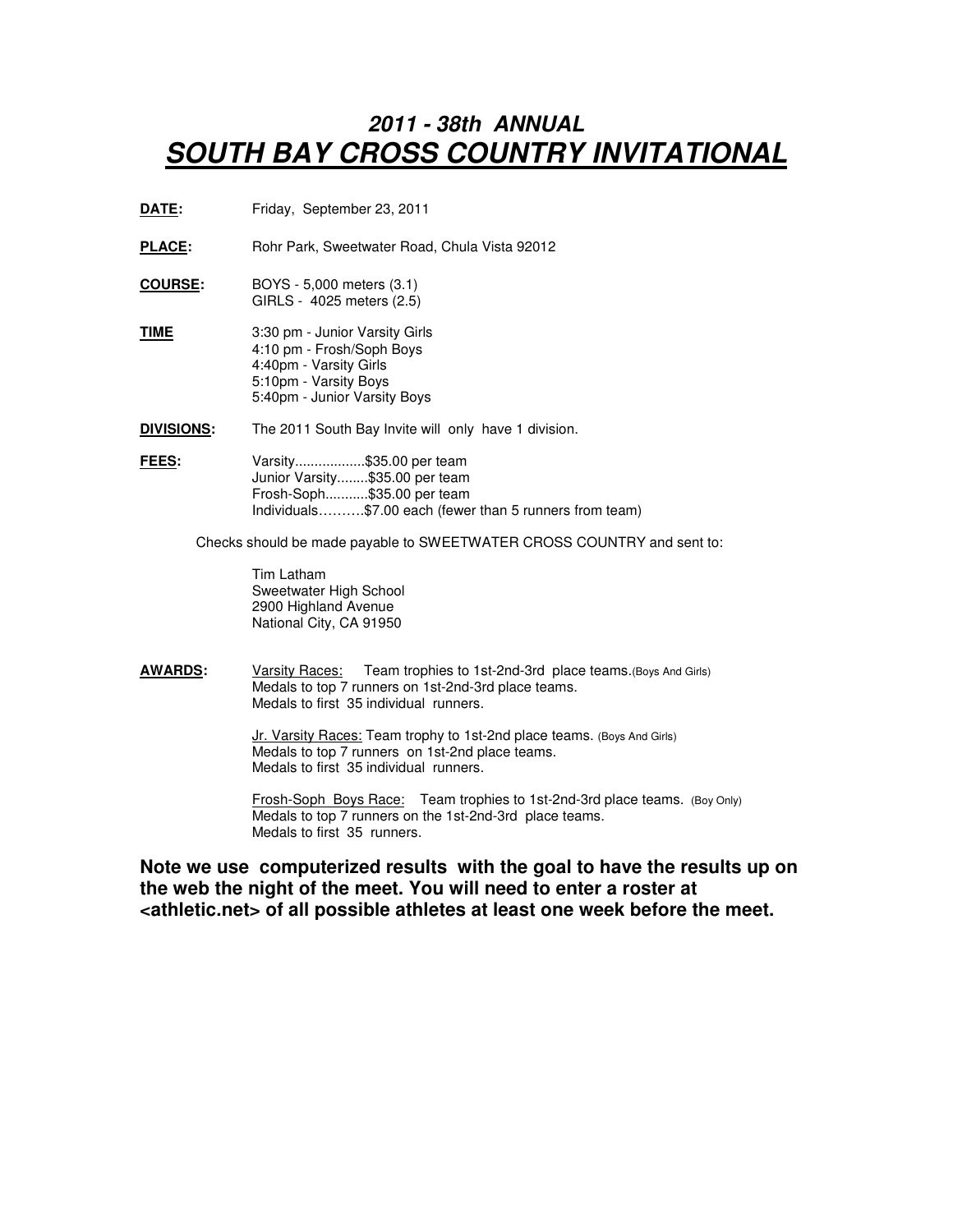# *2011 - 38th ANNUAL*
# ***SOUTH BAY CROSS COUNTRY INVITATIONAL***

**DATE:** Friday, September 23, 2011

**PLACE:** Rohr Park, Sweetwater Road, Chula Vista 92012

**COURSE:** BOYS - 5,000 meters (3.1)
GIRLS - 4025 meters (2.5)

**TIME**
3:30 pm - Junior Varsity Girls
4:10 pm - Frosh/Soph Boys
4:40pm - Varsity Girls
5:10pm - Varsity Boys
5:40pm - Junior Varsity Boys

**DIVISIONS:** The 2011 South Bay Invite will only have 1 division.

**FEES:**
Varsity..................$35.00 per team
Junior Varsity........$35.00 per team
Frosh-Soph...........$35.00 per team
Individuals……….$7.00 each (fewer than 5 runners from team)

Checks should be made payable to SWEETWATER CROSS COUNTRY and sent to:

Tim Latham
Sweetwater High School
2900 Highland Avenue
National City, CA 91950

**AWARDS:**

Varsity Races: Team trophies to 1st-2nd-3rd place teams.(Boys And Girls)
Medals to top 7 runners on 1st-2nd-3rd place teams.
Medals to first 35 individual runners.

Jr. Varsity Races: Team trophy to 1st-2nd place teams. (Boys And Girls)
Medals to top 7 runners on 1st-2nd place teams.
Medals to first 35 individual runners.

Frosh-Soph Boys Race: Team trophies to 1st-2nd-3rd place teams. (Boy Only)
Medals to top 7 runners on the 1st-2nd-3rd place teams.
Medals to first 35 runners.

**Note we use computerized results with the goal to have the results up on the web the night of the meet. You will need to enter a roster at <athletic.net> of all possible athletes at least one week before the meet.**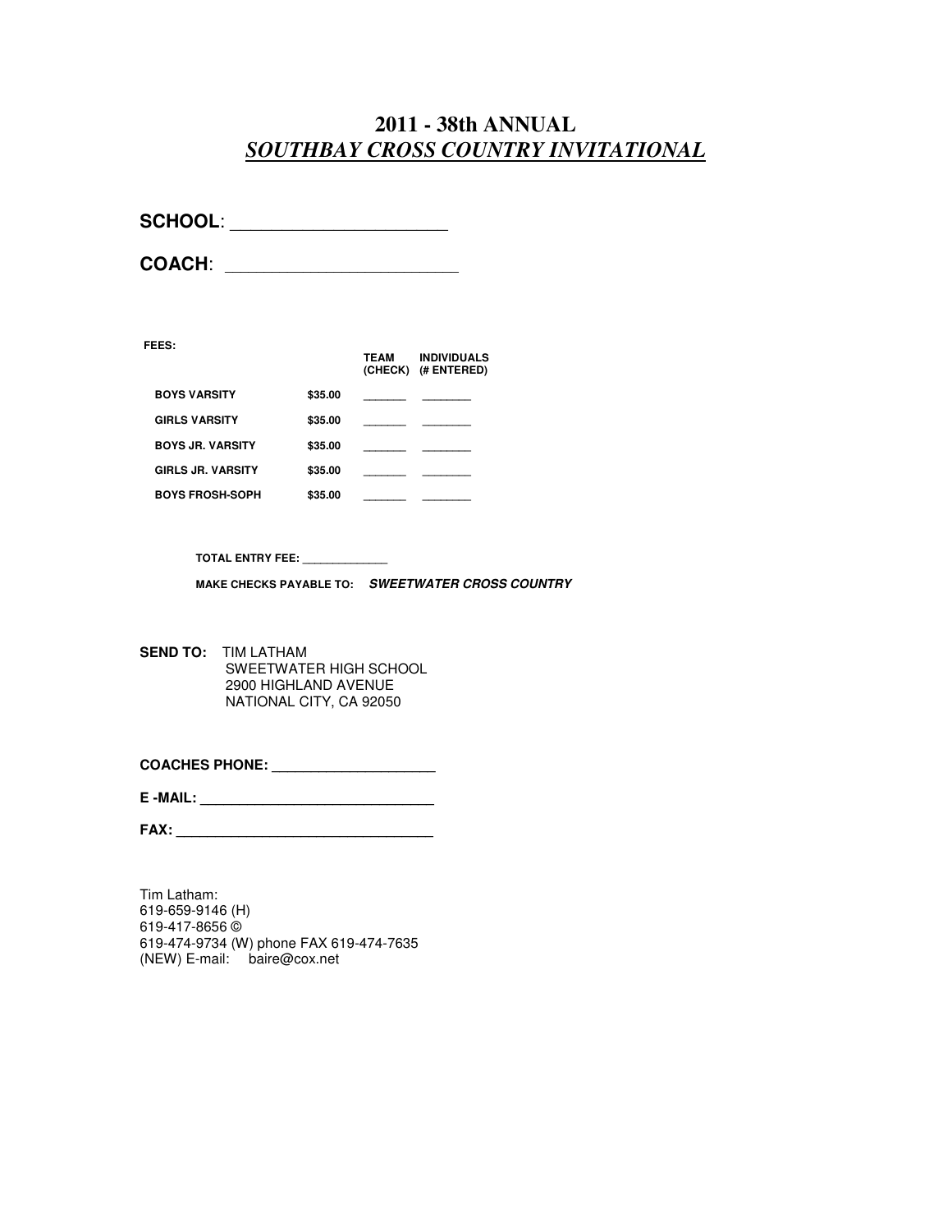# 2011 - 38th ANNUAL

## *SOUTHBAY CROSS COUNTRY INVITATIONAL*

**SCHOOL**: ______________________

**COACH**: ________________________

**FEES:**

| | | **TEAM (CHECK)** | **INDIVIDUALS (# ENTERED)** |
|---|---|---|---|
| **BOYS VARSITY** | **$35.00** | _______ | ________ |
| **GIRLS VARSITY** | **$35.00** | _______ | ________ |
| **BOYS JR. VARSITY** | **$35.00** | _______ | ________ |
| **GIRLS JR. VARSITY** | **$35.00** | _______ | ________ |
| **BOYS FROSH-SOPH** | **$35.00** | _______ | ________ |

**TOTAL ENTRY FEE:** _____________

**MAKE CHECKS PAYABLE TO:** ***SWEETWATER CROSS COUNTRY***

**SEND TO:** TIM LATHAM
SWEETWATER HIGH SCHOOL
2900 HIGHLAND AVENUE
NATIONAL CITY, CA 92050

**COACHES PHONE:** ____________________

**E -MAIL:** _____________________________

**FAX:** _______________________________

Tim Latham:
619-659-9146 (H)
619-417-8656 ©
619-474-9734 (W) phone FAX 619-474-7635
(NEW) E-mail: baire@cox.net